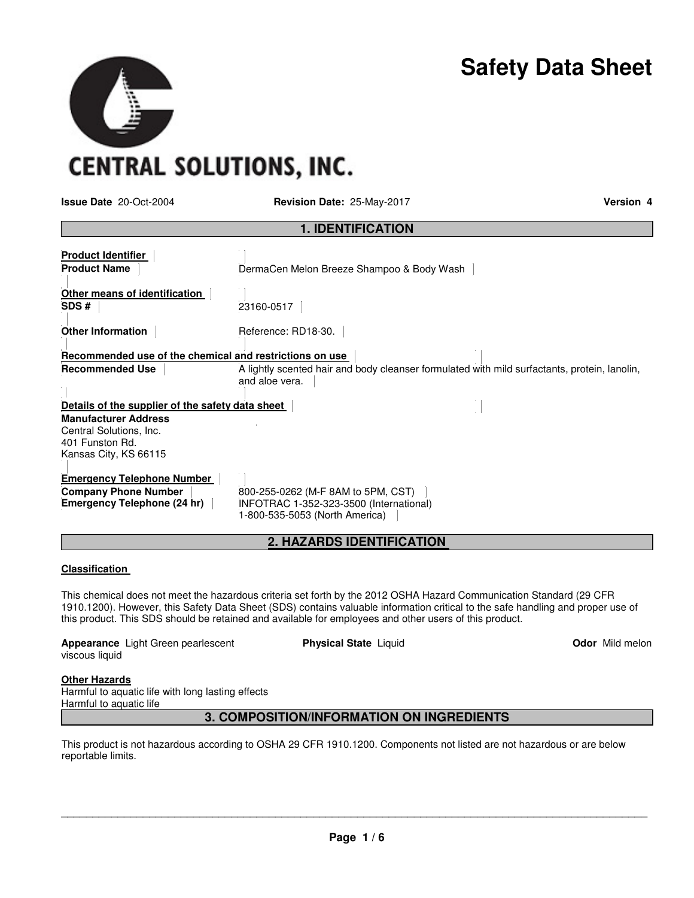# Safety Data Sheet

CENTRAL SOLUTIONS, INC.

**Issue Date** 20-Oct-2004 **Revision Date:** 25-May-2017 **Version 4**

## 1. IDENTIFICATION

**Product Identifier**

**Product Name** DermaCen Melon Breeze Shampoo & Body Wash

**Other means of identification**

**SDS #** 23160-0517

**Other Information** Reference: RD18-30.

**Recommended use of the chemical and restrictions on use**

**Recommended Use** A lightly scented hair and body cleanser formulated with mild surfactants, protein, lanolin, and aloe vera.

**Details of the supplier of the safety data sheet**

**Manufacturer Address**
Central Solutions, Inc.
401 Funston Rd.
Kansas City, KS 66115

**Emergency Telephone Number**

**Company Phone Number** 800-255-0262 (M-F 8AM to 5PM, CST)

**Emergency Telephone (24 hr)** INFOTRAC 1-352-323-3500 (International)
1-800-535-5053 (North America)

## 2. HAZARDS IDENTIFICATION

**Classification**

This chemical does not meet the hazardous criteria set forth by the 2012 OSHA Hazard Communication Standard (29 CFR 1910.1200). However, this Safety Data Sheet (SDS) contains valuable information critical to the safe handling and proper use of this product. This SDS should be retained and available for employees and other users of this product.

**Appearance** Light Green pearlescent viscous liquid **Physical State** Liquid **Odor** Mild melon

**Other Hazards**
Harmful to aquatic life with long lasting effects
Harmful to aquatic life

## 3. COMPOSITION/INFORMATION ON INGREDIENTS

This product is not hazardous according to OSHA 29 CFR 1910.1200. Components not listed are not hazardous or are below reportable limits.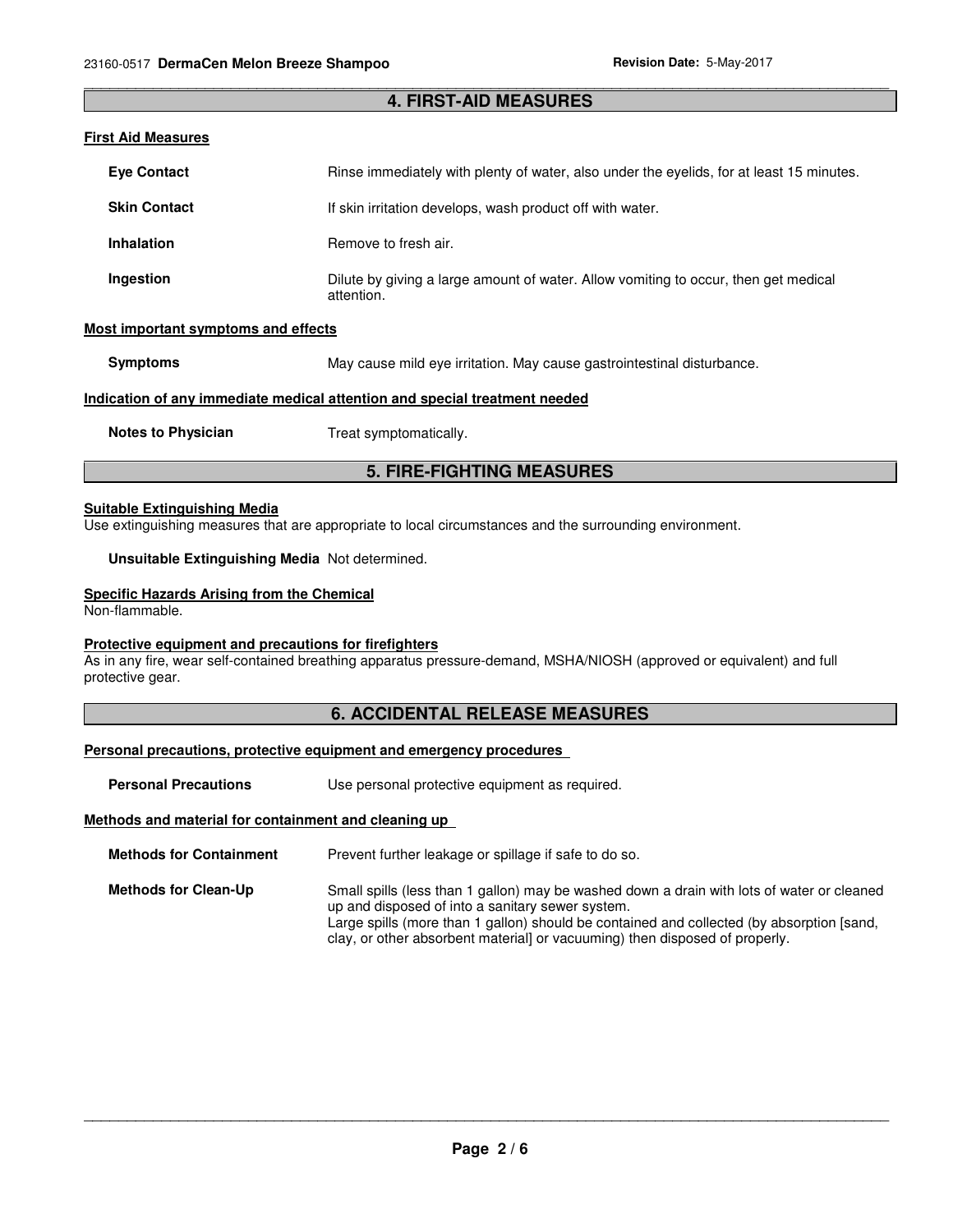## 4. FIRST-AID MEASURES

### First Aid Measures

**Eye Contact** Rinse immediately with plenty of water, also under the eyelids, for at least 15 minutes.

**Skin Contact** If skin irritation develops, wash product off with water.

**Inhalation** Remove to fresh air.

**Ingestion** Dilute by giving a large amount of water. Allow vomiting to occur, then get medical attention.

### Most important symptoms and effects

**Symptoms** May cause mild eye irritation. May cause gastrointestinal disturbance.

### Indication of any immediate medical attention and special treatment needed

**Notes to Physician** Treat symptomatically.

## 5. FIRE-FIGHTING MEASURES

### Suitable Extinguishing Media

Use extinguishing measures that are appropriate to local circumstances and the surrounding environment.

**Unsuitable Extinguishing Media** Not determined.

### Specific Hazards Arising from the Chemical

Non-flammable.

### Protective equipment and precautions for firefighters

As in any fire, wear self-contained breathing apparatus pressure-demand, MSHA/NIOSH (approved or equivalent) and full protective gear.

## 6. ACCIDENTAL RELEASE MEASURES

### Personal precautions, protective equipment and emergency procedures

**Personal Precautions** Use personal protective equipment as required.

### Methods and material for containment and cleaning up

**Methods for Containment** Prevent further leakage or spillage if safe to do so.

**Methods for Clean-Up** Small spills (less than 1 gallon) may be washed down a drain with lots of water or cleaned up and disposed of into a sanitary sewer system.
Large spills (more than 1 gallon) should be contained and collected (by absorption [sand, clay, or other absorbent material] or vacuuming) then disposed of properly.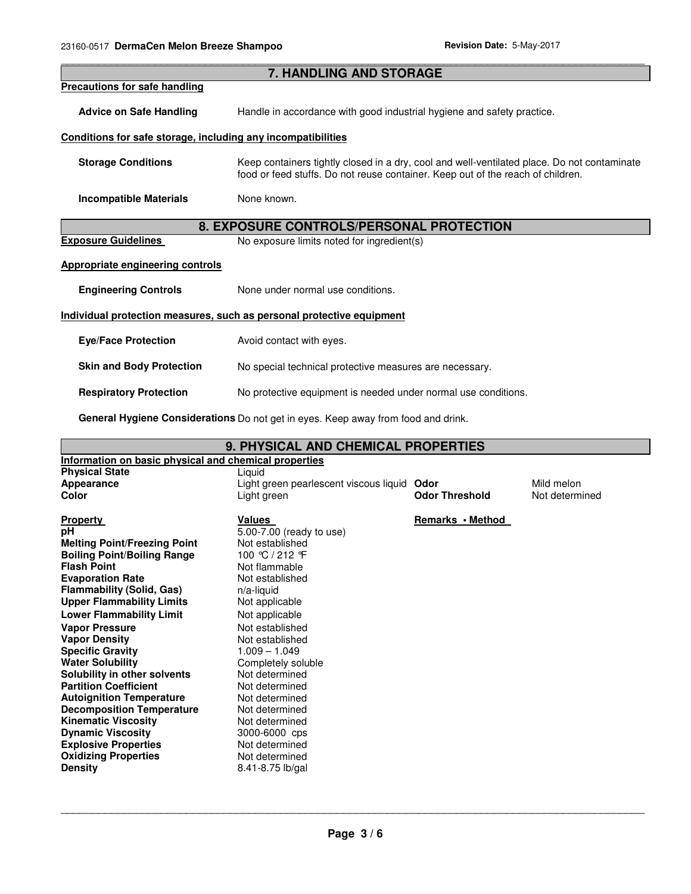## 7. HANDLING AND STORAGE

**Precautions for safe handling**

**Advice on Safe Handling** Handle in accordance with good industrial hygiene and safety practice.

**Conditions for safe storage, including any incompatibilities**

**Storage Conditions** Keep containers tightly closed in a dry, cool and well-ventilated place. Do not contaminate food or feed stuffs. Do not reuse container. Keep out of the reach of children.

**Incompatible Materials** None known.

## 8. EXPOSURE CONTROLS/PERSONAL PROTECTION

**Exposure Guidelines** No exposure limits noted for ingredient(s)

**Appropriate engineering controls**

**Engineering Controls** None under normal use conditions.

**Individual protection measures, such as personal protective equipment**

**Eye/Face Protection** Avoid contact with eyes.

**Skin and Body Protection** No special technical protective measures are necessary.

**Respiratory Protection** No protective equipment is needed under normal use conditions.

**General Hygiene Considerations** Do not get in eyes. Keep away from food and drink.

## 9. PHYSICAL AND CHEMICAL PROPERTIES

**Information on basic physical and chemical properties**

| | | | |
|---|---|---|---|
| **Physical State** | Liquid | | |
| **Appearance** | Light green pearlescent viscous liquid | **Odor** | Mild melon |
| **Color** | Light green | **Odor Threshold** | Not determined |

| **Property** | **Values** | **Remarks • Method** |
|---|---|---|
| **pH** | 5.00-7.00 (ready to use) | |
| **Melting Point/Freezing Point** | Not established | |
| **Boiling Point/Boiling Range** | 100 °C / 212 °F | |
| **Flash Point** | Not flammable | |
| **Evaporation Rate** | Not established | |
| **Flammability (Solid, Gas)** | n/a-liquid | |
| **Upper Flammability Limits** | Not applicable | |
| **Lower Flammability Limit** | Not applicable | |
| **Vapor Pressure** | Not established | |
| **Vapor Density** | Not established | |
| **Specific Gravity** | 1.009 – 1.049 | |
| **Water Solubility** | Completely soluble | |
| **Solubility in other solvents** | Not determined | |
| **Partition Coefficient** | Not determined | |
| **Autoignition Temperature** | Not determined | |
| **Decomposition Temperature** | Not determined | |
| **Kinematic Viscosity** | Not determined | |
| **Dynamic Viscosity** | 3000-6000 cps | |
| **Explosive Properties** | Not determined | |
| **Oxidizing Properties** | Not determined | |
| **Density** | 8.41-8.75 lb/gal | |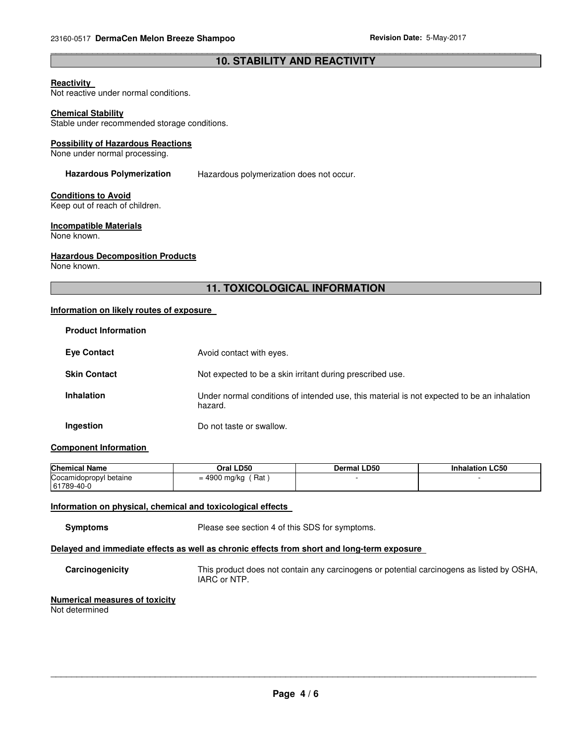## 10. STABILITY AND REACTIVITY

**Reactivity**
Not reactive under normal conditions.

**Chemical Stability**
Stable under recommended storage conditions.

**Possibility of Hazardous Reactions**
None under normal processing.

**Hazardous Polymerization** Hazardous polymerization does not occur.

**Conditions to Avoid**
Keep out of reach of children.

**Incompatible Materials**
None known.

**Hazardous Decomposition Products**
None known.

## 11. TOXICOLOGICAL INFORMATION

**Information on likely routes of exposure**

**Product Information**

**Eye Contact** Avoid contact with eyes.

**Skin Contact** Not expected to be a skin irritant during prescribed use.

**Inhalation** Under normal conditions of intended use, this material is not expected to be an inhalation hazard.

**Ingestion** Do not taste or swallow.

**Component Information**

| Chemical Name | Oral LD50 | Dermal LD50 | Inhalation LC50 |
|---|---|---|---|
| Cocamidopropyl betaine 61789-40-0 | = 4900 mg/kg ( Rat ) | - | - |

**Information on physical, chemical and toxicological effects**

**Symptoms** Please see section 4 of this SDS for symptoms.

**Delayed and immediate effects as well as chronic effects from short and long-term exposure**

**Carcinogenicity** This product does not contain any carcinogens or potential carcinogens as listed by OSHA, IARC or NTP.

**Numerical measures of toxicity**
Not determined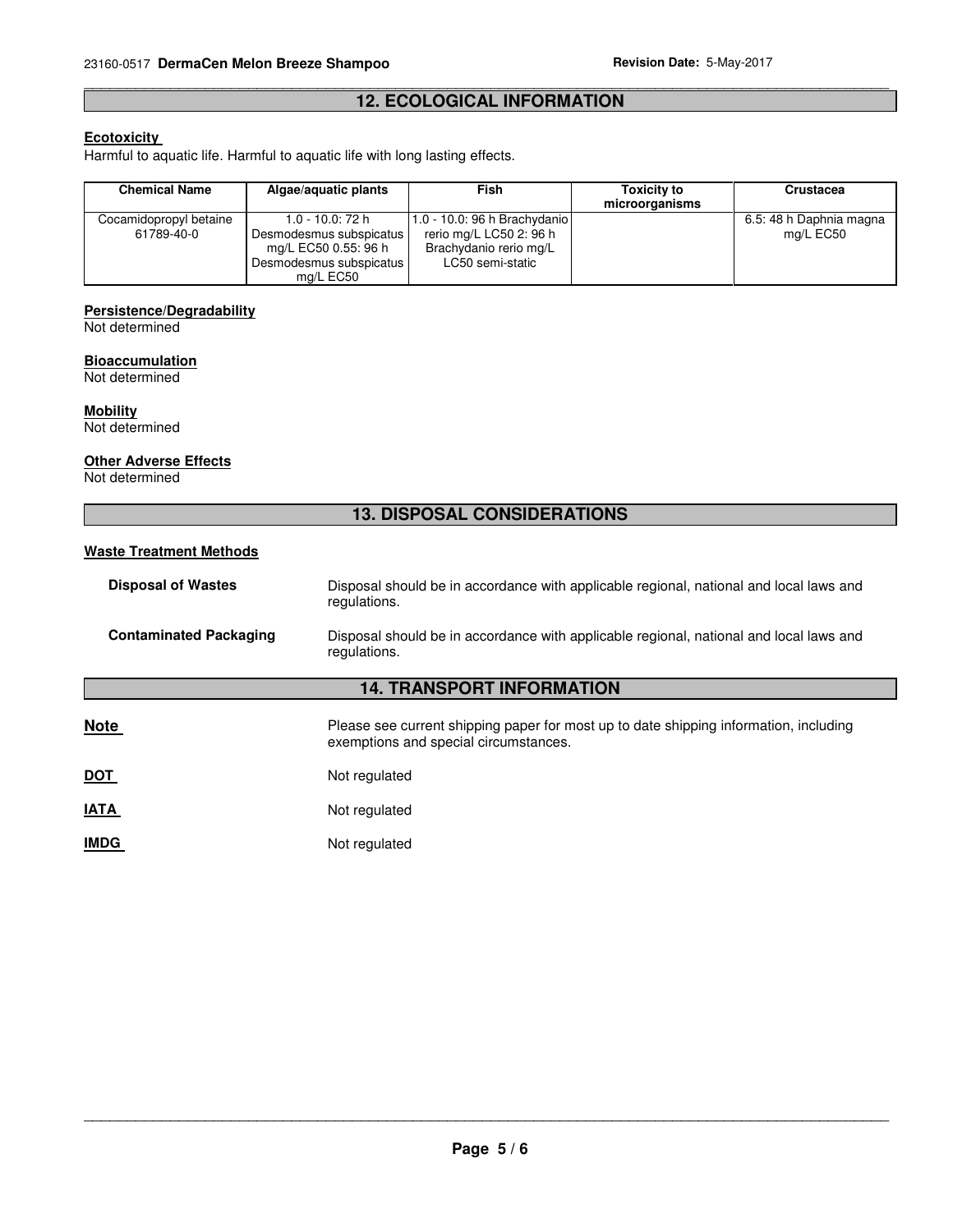## 12. ECOLOGICAL INFORMATION

**Ecotoxicity**

Harmful to aquatic life. Harmful to aquatic life with long lasting effects.

| Chemical Name | Algae/aquatic plants | Fish | Toxicity to microorganisms | Crustacea |
|---|---|---|---|---|
| Cocamidopropyl betaine 61789-40-0 | 1.0 - 10.0: 72 h Desmodesmus subspicatus mg/L EC50 0.55: 96 h Desmodesmus subspicatus mg/L EC50 | 1.0 - 10.0: 96 h Brachydanio rerio mg/L LC50 2: 96 h Brachydanio rerio mg/L LC50 semi-static | | 6.5: 48 h Daphnia magna mg/L EC50 |

**Persistence/Degradability**

Not determined

**Bioaccumulation**

Not determined

**Mobility**

Not determined

**Other Adverse Effects**

Not determined

## 13. DISPOSAL CONSIDERATIONS

**Waste Treatment Methods**

**Disposal of Wastes** Disposal should be in accordance with applicable regional, national and local laws and regulations.

**Contaminated Packaging** Disposal should be in accordance with applicable regional, national and local laws and regulations.

## 14. TRANSPORT INFORMATION

**Note** Please see current shipping paper for most up to date shipping information, including exemptions and special circumstances.

**DOT** Not regulated

**IATA** Not regulated

**IMDG** Not regulated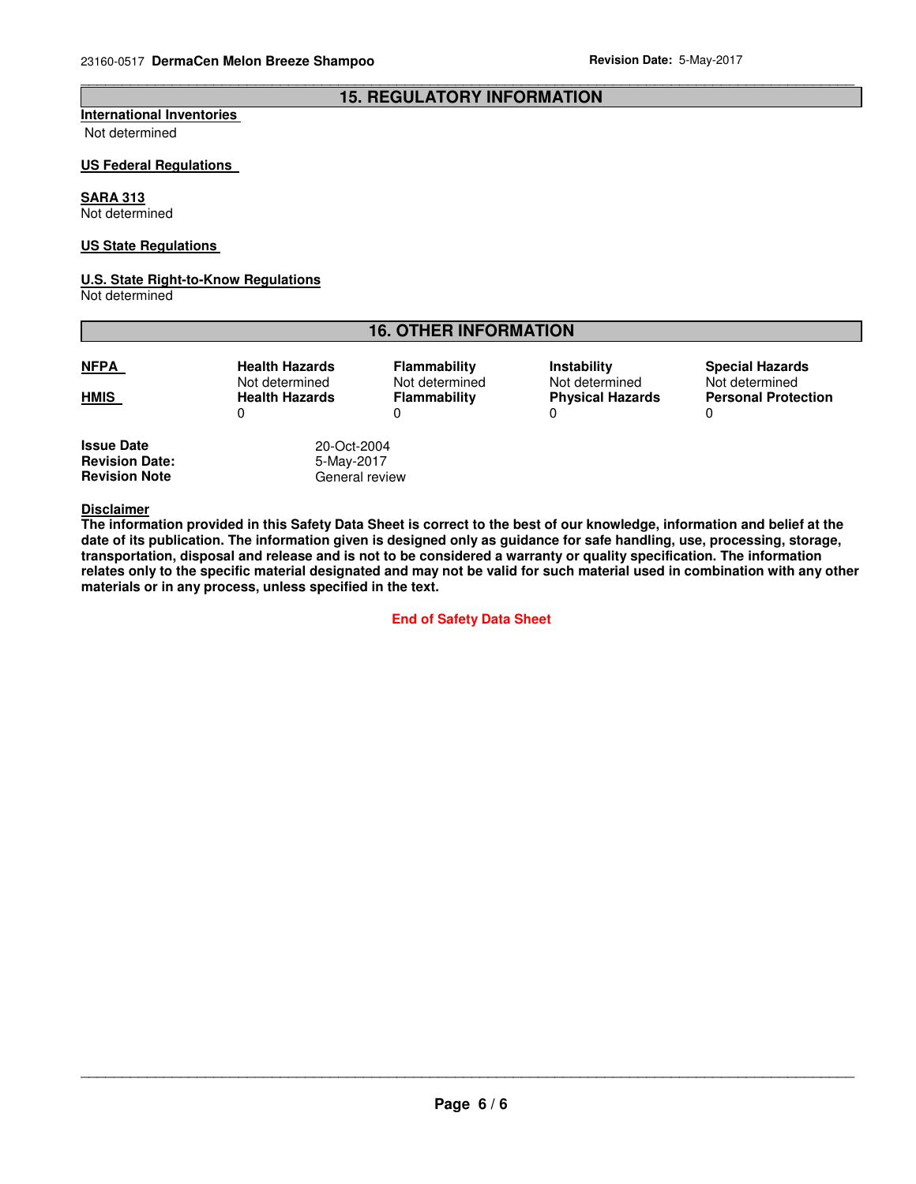## 15. REGULATORY INFORMATION

**International Inventories**

Not determined

**US Federal Regulations**

**SARA 313**

Not determined

**US State Regulations**

**U.S. State Right-to-Know Regulations**

Not determined

## 16. OTHER INFORMATION

| | | | | |
|---|---|---|---|---|
| **NFPA** | **Health Hazards** Not determined | **Flammability** Not determined | **Instability** Not determined | **Special Hazards** Not determined |
| **HMIS** | **Health Hazards** 0 | **Flammability** 0 | **Physical Hazards** 0 | **Personal Protection** 0 |

| | |
|---|---|
| **Issue Date** | 20-Oct-2004 |
| **Revision Date:** | 5-May-2017 |
| **Revision Note** | General review |

**Disclaimer**

**The information provided in this Safety Data Sheet is correct to the best of our knowledge, information and belief at the date of its publication. The information given is designed only as guidance for safe handling, use, processing, storage, transportation, disposal and release and is not to be considered a warranty or quality specification. The information relates only to the specific material designated and may not be valid for such material used in combination with any other materials or in any process, unless specified in the text.**

**End of Safety Data Sheet**